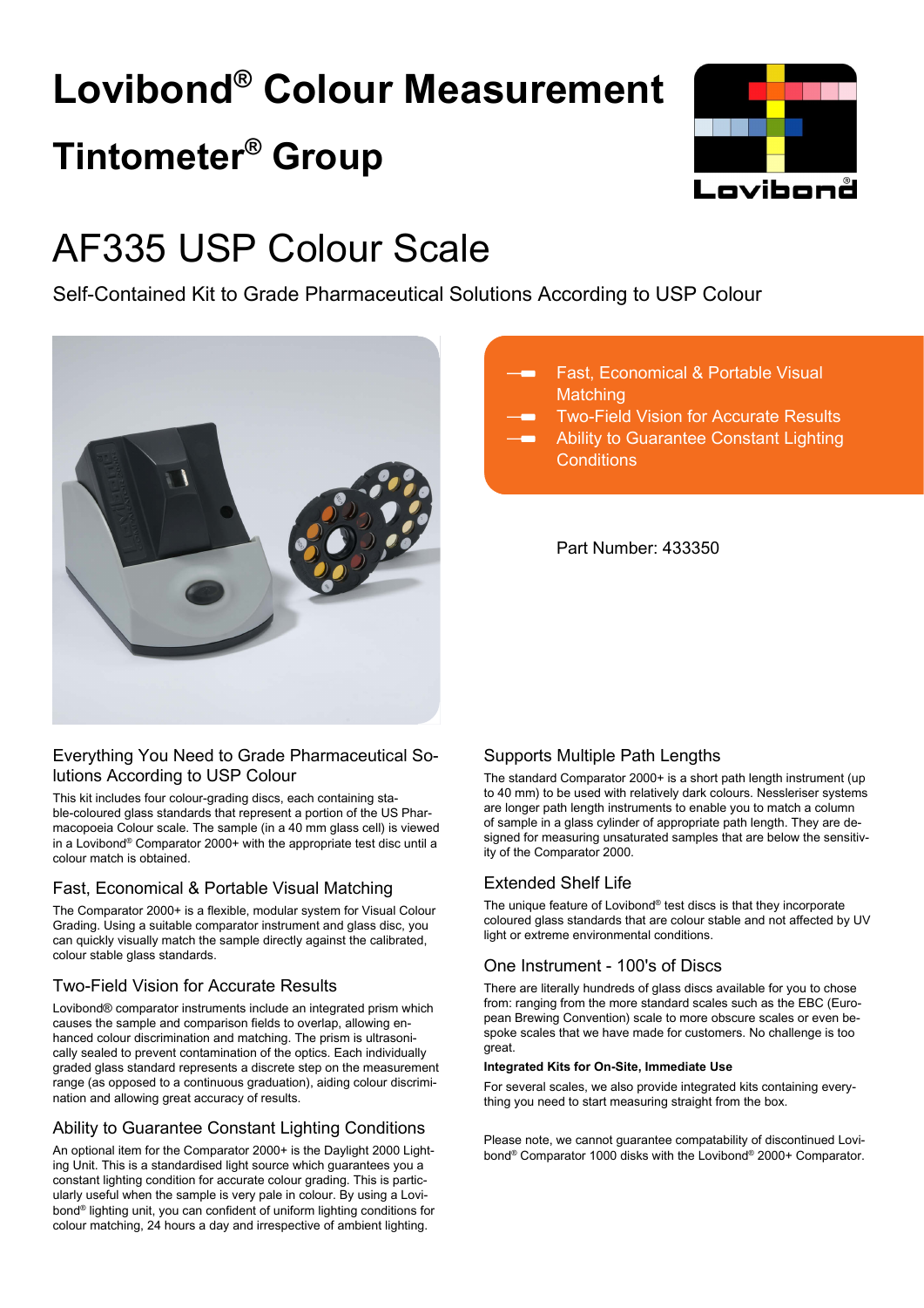# Lovibond® Colour Measurement

## Tintometer® Group

# AF335 USP Colour Scale

Self-Contained Kit to Grade Pharmaceutical Solutions According to USP Colour

- Fast, Economical & Portable Visual Matching
- Two-Field Vision for Accurate Results
- Ability to Guarantee Constant Lighting Conditions

Part Number: 433350

### Everything You Need to Grade Pharmaceutical Solutions According to USP Colour

This kit includes four colour-grading discs, each containing stable-coloured glass standards that represent a portion of the US Pharmacopoeia Colour scale. The sample (in a 40 mm glass cell) is viewed in a Lovibond® Comparator 2000+ with the appropriate test disc until a colour match is obtained.

### Fast, Economical & Portable Visual Matching

The Comparator 2000+ is a flexible, modular system for Visual Colour Grading. Using a suitable comparator instrument and glass disc, you can quickly visually match the sample directly against the calibrated, colour stable glass standards.

### Two-Field Vision for Accurate Results

Lovibond® comparator instruments include an integrated prism which causes the sample and comparison fields to overlap, allowing enhanced colour discrimination and matching. The prism is ultrasonically sealed to prevent contamination of the optics. Each individually graded glass standard represents a discrete step on the measurement range (as opposed to a continuous graduation), aiding colour discrimination and allowing great accuracy of results.

### Ability to Guarantee Constant Lighting Conditions

An optional item for the Comparator 2000+ is the Daylight 2000 Lighting Unit. This is a standardised light source which guarantees you a constant lighting condition for accurate colour grading. This is particularly useful when the sample is very pale in colour. By using a Lovibond® lighting unit, you can confident of uniform lighting conditions for colour matching, 24 hours a day and irrespective of ambient lighting.

### Supports Multiple Path Lengths

The standard Comparator 2000+ is a short path length instrument (up to 40 mm) to be used with relatively dark colours. Nessleriser systems are longer path length instruments to enable you to match a column of sample in a glass cylinder of appropriate path length. They are designed for measuring unsaturated samples that are below the sensitivity of the Comparator 2000.

### Extended Shelf Life

The unique feature of Lovibond® test discs is that they incorporate coloured glass standards that are colour stable and not affected by UV light or extreme environmental conditions.

### One Instrument - 100's of Discs

There are literally hundreds of glass discs available for you to chose from: ranging from the more standard scales such as the EBC (European Brewing Convention) scale to more obscure scales or even bespoke scales that we have made for customers. No challenge is too great.

**Integrated Kits for On-Site, Immediate Use**

For several scales, we also provide integrated kits containing everything you need to start measuring straight from the box.

Please note, we cannot guarantee compatability of discontinued Lovibond® Comparator 1000 disks with the Lovibond® 2000+ Comparator.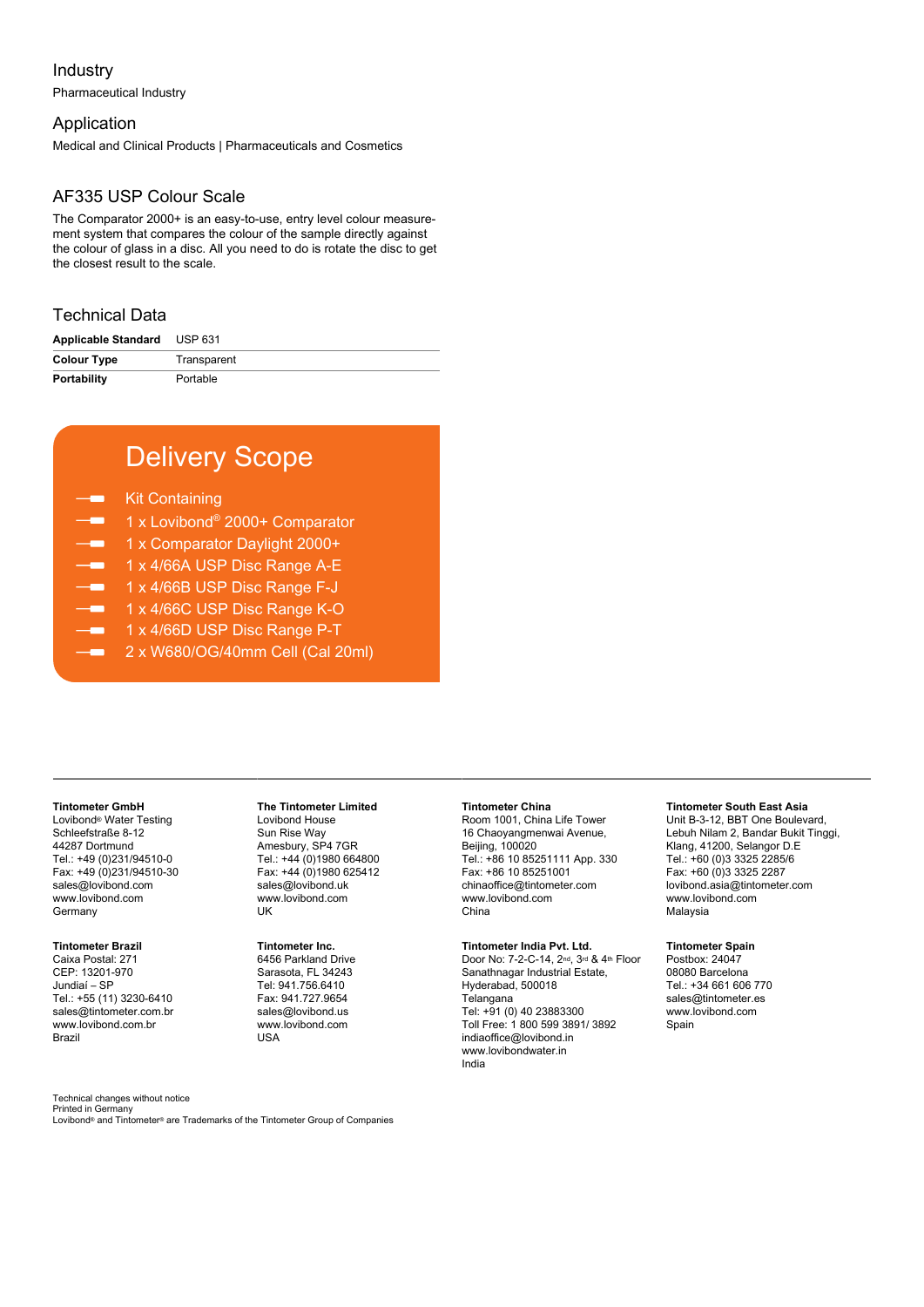## Industry

Pharmaceutical Industry

## Application

Medical and Clinical Products | Pharmaceuticals and Cosmetics

## AF335 USP Colour Scale

The Comparator 2000+ is an easy-to-use, entry level colour measurement system that compares the colour of the sample directly against the colour of glass in a disc. All you need to do is rotate the disc to get the closest result to the scale.

## Technical Data

| | |
|---|---|
| **Applicable Standard** | USP 631 |
| **Colour Type** | Transparent |
| **Portability** | Portable |

## Delivery Scope

- Kit Containing
- 1 x Lovibond® 2000+ Comparator
- 1 x Comparator Daylight 2000+
- 1 x 4/66A USP Disc Range A-E
- 1 x 4/66B USP Disc Range F-J
- 1 x 4/66C USP Disc Range K-O
- 1 x 4/66D USP Disc Range P-T
- 2 x W680/OG/40mm Cell (Cal 20ml)

**Tintometer GmbH**
Lovibond® Water Testing
Schleefstraße 8-12
44287 Dortmund
Tel.: +49 (0)231/94510-0
Fax: +49 (0)231/94510-30
sales@lovibond.com
www.lovibond.com
Germany

**The Tintometer Limited**
Lovibond House
Sun Rise Way
Amesbury, SP4 7GR
Tel.: +44 (0)1980 664800
Fax: +44 (0)1980 625412
sales@lovibond.uk
www.lovibond.com
UK

**Tintometer China**
Room 1001, China Life Tower
16 Chaoyangmenwai Avenue,
Beijing, 100020
Tel.: +86 10 85251111 App. 330
Fax: +86 10 85251001
chinaoffice@tintometer.com
www.lovibond.com
China

**Tintometer South East Asia**
Unit B-3-12, BBT One Boulevard,
Lebuh Nilam 2, Bandar Bukit Tinggi,
Klang, 41200, Selangor D.E
Tel.: +60 (0)3 3325 2285/6
Fax: +60 (0)3 3325 2287
lovibond.asia@tintometer.com
www.lovibond.com
Malaysia

**Tintometer Brazil**
Caixa Postal: 271
CEP: 13201-970
Jundiaí – SP
Tel.: +55 (11) 3230-6410
sales@tintometer.com.br
www.lovibond.com.br
Brazil

**Tintometer Inc.**
6456 Parkland Drive
Sarasota, FL 34243
Tel: 941.756.6410
Fax: 941.727.9654
sales@lovibond.us
www.lovibond.com
USA

**Tintometer India Pvt. Ltd.**
Door No: 7-2-C-14, 2nd, 3rd & 4th Floor
Sanathnagar Industrial Estate,
Hyderabad, 500018
Telangana
Tel: +91 (0) 40 23883300
Toll Free: 1 800 599 3891/ 3892
indiaoffice@lovibond.in
www.lovibondwater.in
India

**Tintometer Spain**
Postbox: 24047
08080 Barcelona
Tel.: +34 661 606 770
sales@tintometer.es
www.lovibond.com
Spain

Technical changes without notice
Printed in Germany
Lovibond® and Tintometer® are Trademarks of the Tintometer Group of Companies